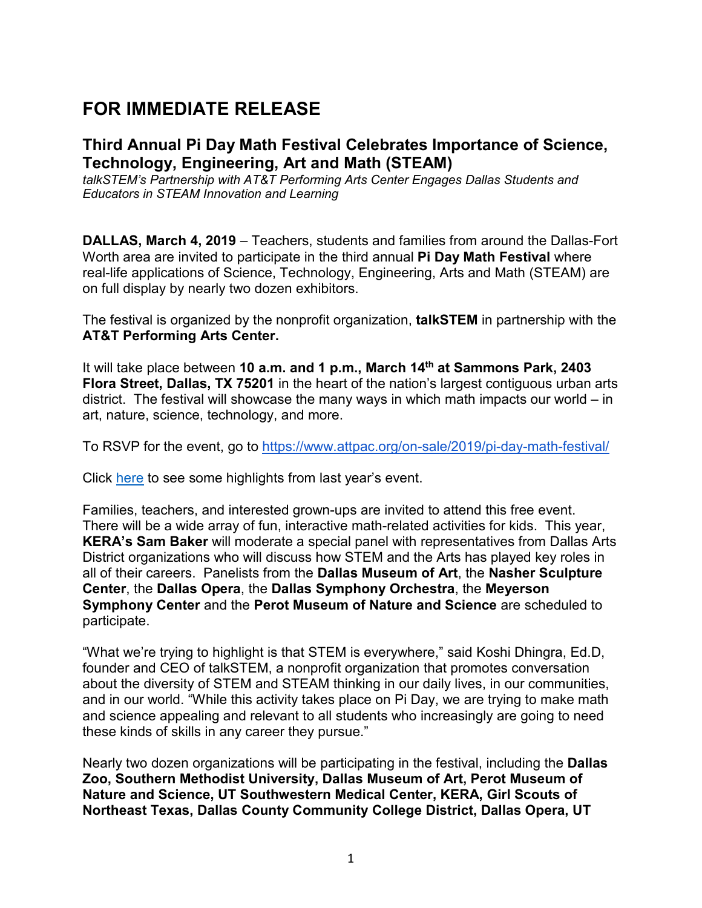# FOR IMMEDIATE RELEASE

## Third Annual Pi Day Math Festival Celebrates Importance of Science, Technology, Engineering, Art and Math (STEAM)

*talkSTEM's Partnership with AT&T Performing Arts Center Engages Dallas Students and Educators in STEAM Innovation and Learning*

**DALLAS, March 4, 2019** – Teachers, students and families from around the Dallas-Fort Worth area are invited to participate in the third annual **Pi Day Math Festival** where real-life applications of Science, Technology, Engineering, Arts and Math (STEAM) are on full display by nearly two dozen exhibitors.

The festival is organized by the nonprofit organization, **talkSTEM** in partnership with the **AT&T Performing Arts Center.**

It will take place between **10 a.m. and 1 p.m., March 14th at Sammons Park, 2403 Flora Street, Dallas, TX 75201** in the heart of the nation's largest contiguous urban arts district. The festival will showcase the many ways in which math impacts our world – in art, nature, science, technology, and more.

To RSVP for the event, go to https://www.attpac.org/on-sale/2019/pi-day-math-festival/

Click here to see some highlights from last year's event.

Families, teachers, and interested grown-ups are invited to attend this free event. There will be a wide array of fun, interactive math-related activities for kids. This year, **KERA's Sam Baker** will moderate a special panel with representatives from Dallas Arts District organizations who will discuss how STEM and the Arts has played key roles in all of their careers. Panelists from the **Dallas Museum of Art**, the **Nasher Sculpture Center**, the **Dallas Opera**, the **Dallas Symphony Orchestra**, the **Meyerson Symphony Center** and the **Perot Museum of Nature and Science** are scheduled to participate.

"What we're trying to highlight is that STEM is everywhere," said Koshi Dhingra, Ed.D, founder and CEO of talkSTEM, a nonprofit organization that promotes conversation about the diversity of STEM and STEAM thinking in our daily lives, in our communities, and in our world. "While this activity takes place on Pi Day, we are trying to make math and science appealing and relevant to all students who increasingly are going to need these kinds of skills in any career they pursue."

Nearly two dozen organizations will be participating in the festival, including the **Dallas Zoo, Southern Methodist University, Dallas Museum of Art, Perot Museum of Nature and Science, UT Southwestern Medical Center, KERA, Girl Scouts of Northeast Texas, Dallas County Community College District, Dallas Opera, UT**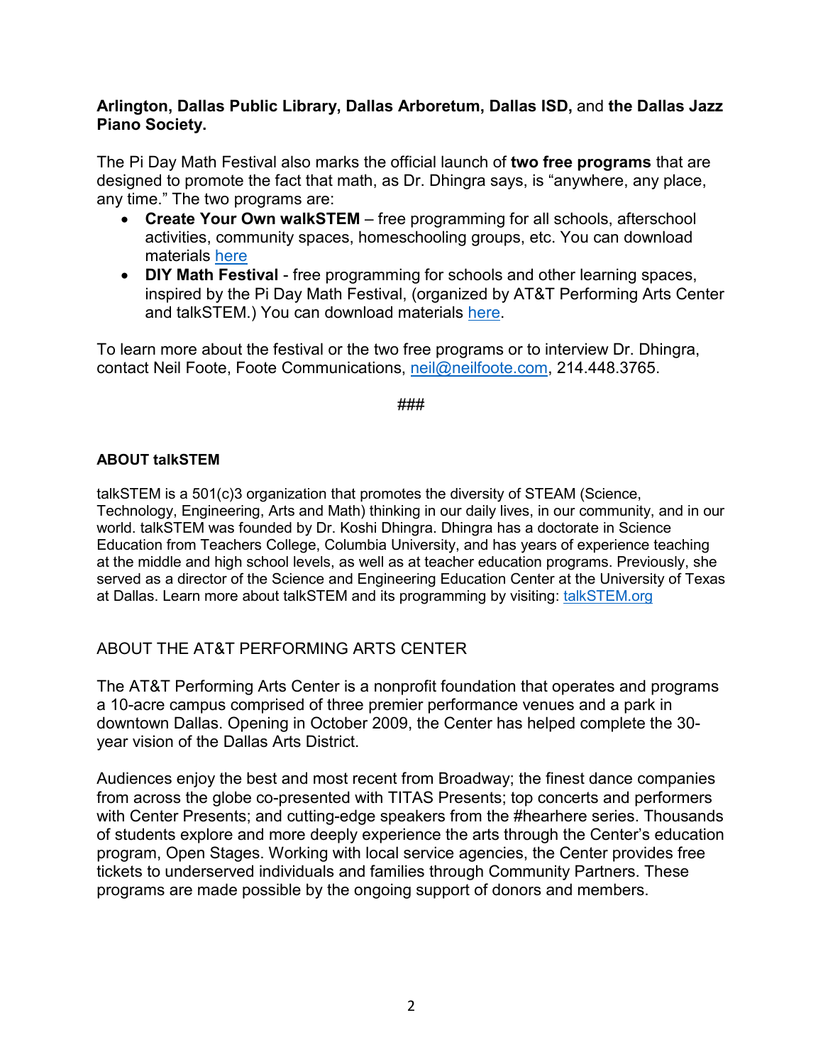**Arlington, Dallas Public Library, Dallas Arboretum, Dallas ISD,** and **the Dallas Jazz Piano Society.**

The Pi Day Math Festival also marks the official launch of **two free programs** that are designed to promote the fact that math, as Dr. Dhingra says, is "anywhere, any place, any time." The two programs are:

- **Create Your Own walkSTEM** – free programming for all schools, afterschool activities, community spaces, homeschooling groups, etc. You can download materials [here]
- **DIY Math Festival** - free programming for schools and other learning spaces, inspired by the Pi Day Math Festival, (organized by AT&T Performing Arts Center and talkSTEM.) You can download materials [here].

To learn more about the festival or the two free programs or to interview Dr. Dhingra, contact Neil Foote, Foote Communications, neil@neilfoote.com, 214.448.3765.

###

#### ABOUT talkSTEM

talkSTEM is a 501(c)3 organization that promotes the diversity of STEAM (Science, Technology, Engineering, Arts and Math) thinking in our daily lives, in our community, and in our world. talkSTEM was founded by Dr. Koshi Dhingra. Dhingra has a doctorate in Science Education from Teachers College, Columbia University, and has years of experience teaching at the middle and high school levels, as well as at teacher education programs. Previously, she served as a director of the Science and Engineering Education Center at the University of Texas at Dallas. Learn more about talkSTEM and its programming by visiting: talkSTEM.org

## ABOUT THE AT&T PERFORMING ARTS CENTER

The AT&T Performing Arts Center is a nonprofit foundation that operates and programs a 10-acre campus comprised of three premier performance venues and a park in downtown Dallas. Opening in October 2009, the Center has helped complete the 30-year vision of the Dallas Arts District.

Audiences enjoy the best and most recent from Broadway; the finest dance companies from across the globe co-presented with TITAS Presents; top concerts and performers with Center Presents; and cutting-edge speakers from the #hearhere series. Thousands of students explore and more deeply experience the arts through the Center's education program, Open Stages. Working with local service agencies, the Center provides free tickets to underserved individuals and families through Community Partners. These programs are made possible by the ongoing support of donors and members.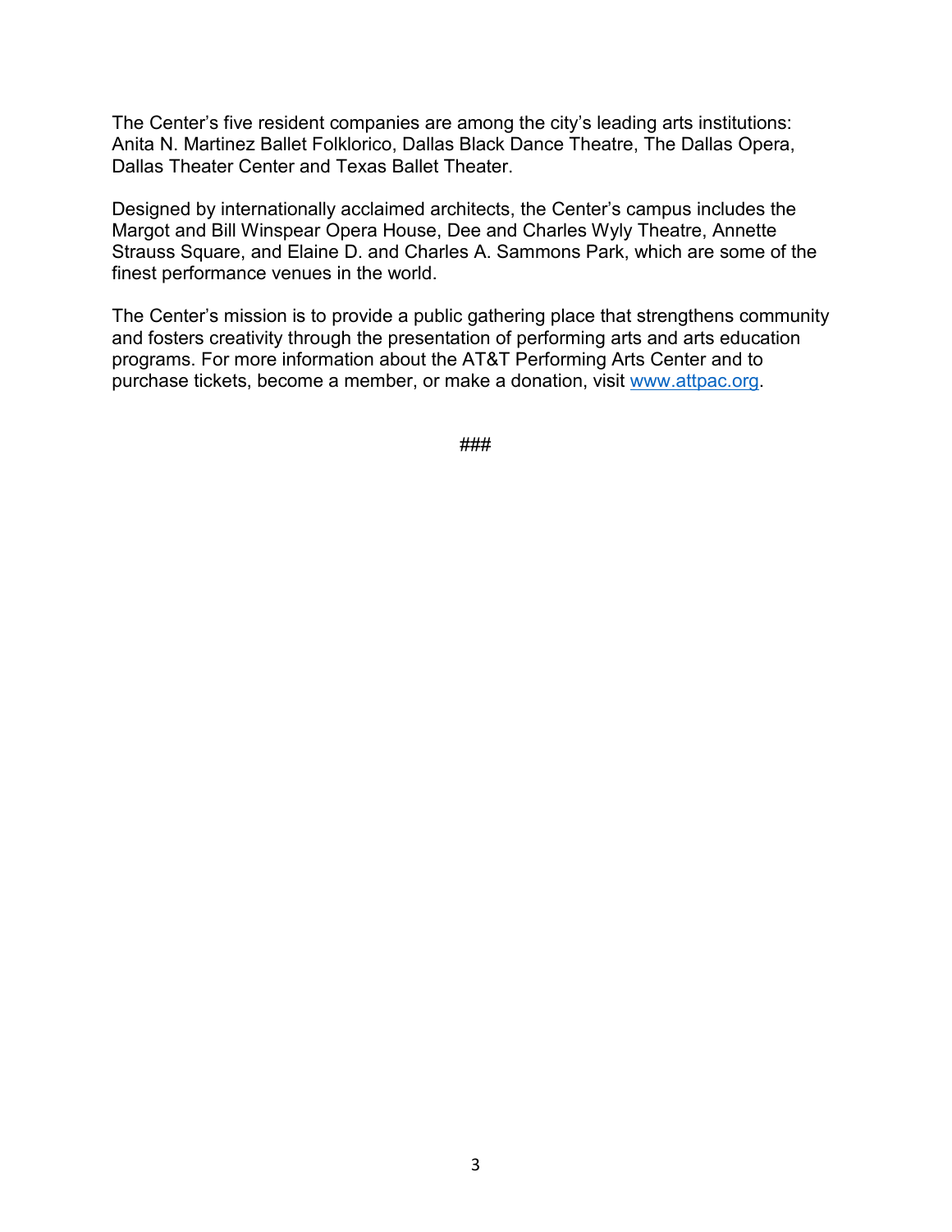The Center's five resident companies are among the city's leading arts institutions: Anita N. Martinez Ballet Folklorico, Dallas Black Dance Theatre, The Dallas Opera, Dallas Theater Center and Texas Ballet Theater.

Designed by internationally acclaimed architects, the Center's campus includes the Margot and Bill Winspear Opera House, Dee and Charles Wyly Theatre, Annette Strauss Square, and Elaine D. and Charles A. Sammons Park, which are some of the finest performance venues in the world.

The Center's mission is to provide a public gathering place that strengthens community and fosters creativity through the presentation of performing arts and arts education programs. For more information about the AT&T Performing Arts Center and to purchase tickets, become a member, or make a donation, visit [www.attpac.org](http://www.attpac.org).

###